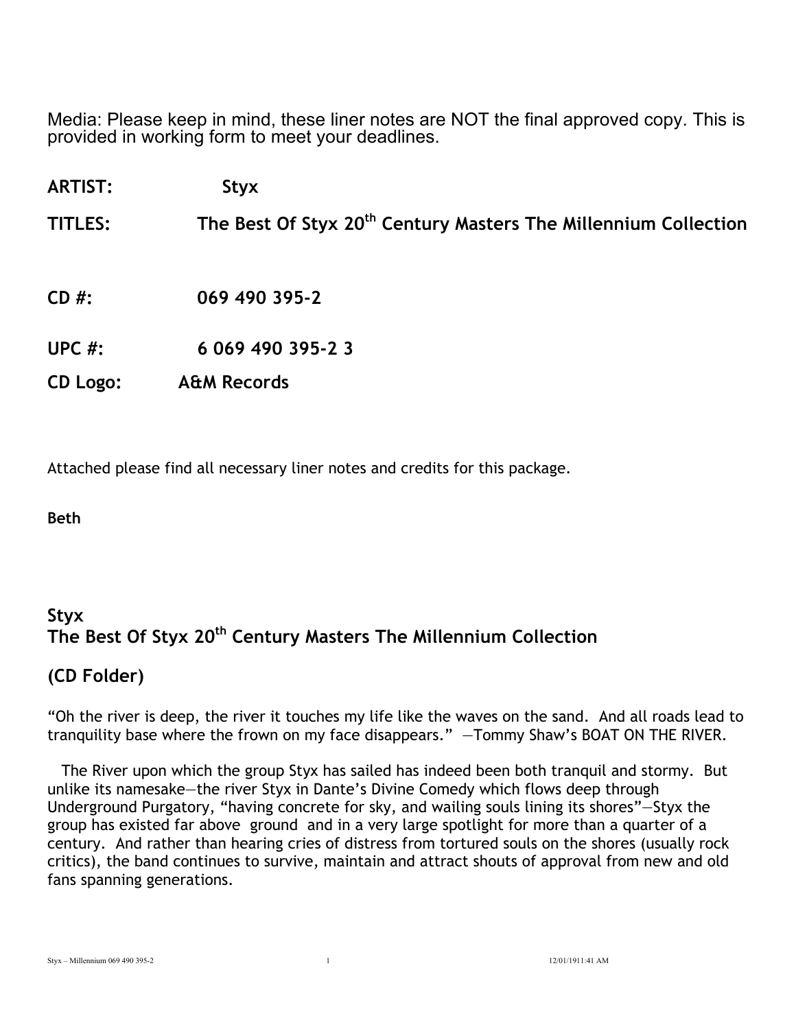Media: Please keep in mind, these liner notes are NOT the final approved copy. This is provided in working form to meet your deadlines.

**ARTIST:** Styx

**TITLES:** The Best Of Styx 20th Century Masters The Millennium Collection

**CD #:** 069 490 395-2

**UPC #:** 6 069 490 395-2 3

**CD Logo:** A&M Records

Attached please find all necessary liner notes and credits for this package.

**Beth**

## Styx
## The Best Of Styx 20th Century Masters The Millennium Collection

## (CD Folder)

"Oh the river is deep, the river it touches my life like the waves on the sand. And all roads lead to tranquility base where the frown on my face disappears." —Tommy Shaw's BOAT ON THE RIVER.

The River upon which the group Styx has sailed has indeed been both tranquil and stormy. But unlike its namesake—the river Styx in Dante's Divine Comedy which flows deep through Underground Purgatory, "having concrete for sky, and wailing souls lining its shores"—Styx the group has existed far above ground and in a very large spotlight for more than a quarter of a century. And rather than hearing cries of distress from tortured souls on the shores (usually rock critics), the band continues to survive, maintain and attract shouts of approval from new and old fans spanning generations.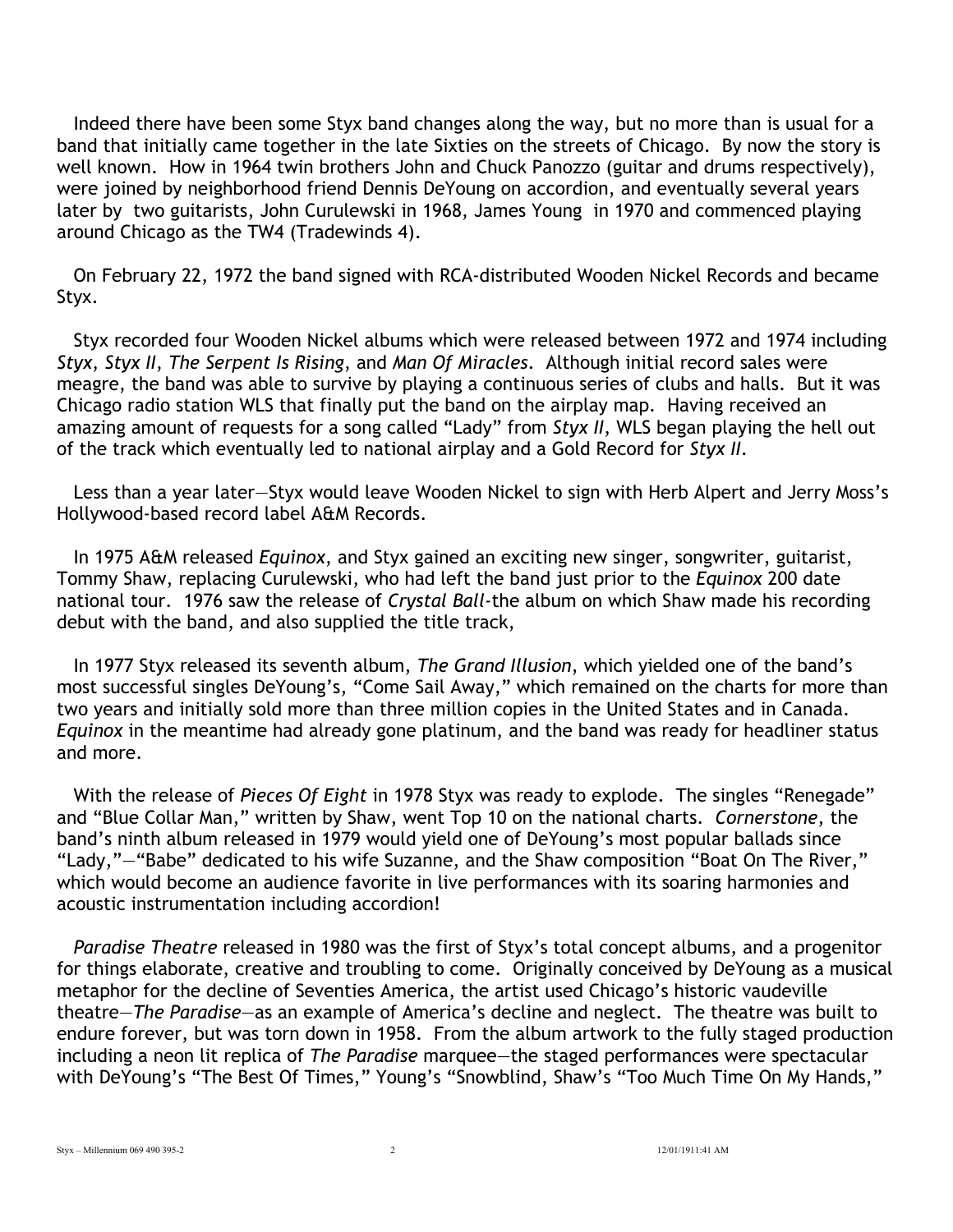Indeed there have been some Styx band changes along the way, but no more than is usual for a band that initially came together in the late Sixties on the streets of Chicago. By now the story is well known. How in 1964 twin brothers John and Chuck Panozzo (guitar and drums respectively), were joined by neighborhood friend Dennis DeYoung on accordion, and eventually several years later by two guitarists, John Curulewski in 1968, James Young in 1970 and commenced playing around Chicago as the TW4 (Tradewinds 4).

On February 22, 1972 the band signed with RCA-distributed Wooden Nickel Records and became Styx.

Styx recorded four Wooden Nickel albums which were released between 1972 and 1974 including *Styx*, *Styx II*, *The Serpent Is Rising*, and *Man Of Miracles*. Although initial record sales were meagre, the band was able to survive by playing a continuous series of clubs and halls. But it was Chicago radio station WLS that finally put the band on the airplay map. Having received an amazing amount of requests for a song called "Lady" from *Styx II*, WLS began playing the hell out of the track which eventually led to national airplay and a Gold Record for *Styx II*.

Less than a year later—Styx would leave Wooden Nickel to sign with Herb Alpert and Jerry Moss's Hollywood-based record label A&M Records.

In 1975 A&M released *Equinox*, and Styx gained an exciting new singer, songwriter, guitarist, Tommy Shaw, replacing Curulewski, who had left the band just prior to the *Equinox* 200 date national tour. 1976 saw the release of *Crystal Ball*-the album on which Shaw made his recording debut with the band, and also supplied the title track,

In 1977 Styx released its seventh album, *The Grand Illusion*, which yielded one of the band's most successful singles DeYoung's, "Come Sail Away," which remained on the charts for more than two years and initially sold more than three million copies in the United States and in Canada. *Equinox* in the meantime had already gone platinum, and the band was ready for headliner status and more.

With the release of *Pieces Of Eight* in 1978 Styx was ready to explode. The singles "Renegade" and "Blue Collar Man," written by Shaw, went Top 10 on the national charts. *Cornerstone*, the band's ninth album released in 1979 would yield one of DeYoung's most popular ballads since "Lady,"—"Babe" dedicated to his wife Suzanne, and the Shaw composition "Boat On The River," which would become an audience favorite in live performances with its soaring harmonies and acoustic instrumentation including accordion!

*Paradise Theatre* released in 1980 was the first of Styx's total concept albums, and a progenitor for things elaborate, creative and troubling to come. Originally conceived by DeYoung as a musical metaphor for the decline of Seventies America, the artist used Chicago's historic vaudeville theatre—*The Paradise*—as an example of America's decline and neglect. The theatre was built to endure forever, but was torn down in 1958. From the album artwork to the fully staged production including a neon lit replica of *The Paradise* marquee—the staged performances were spectacular with DeYoung's "The Best Of Times," Young's "Snowblind, Shaw's "Too Much Time On My Hands,"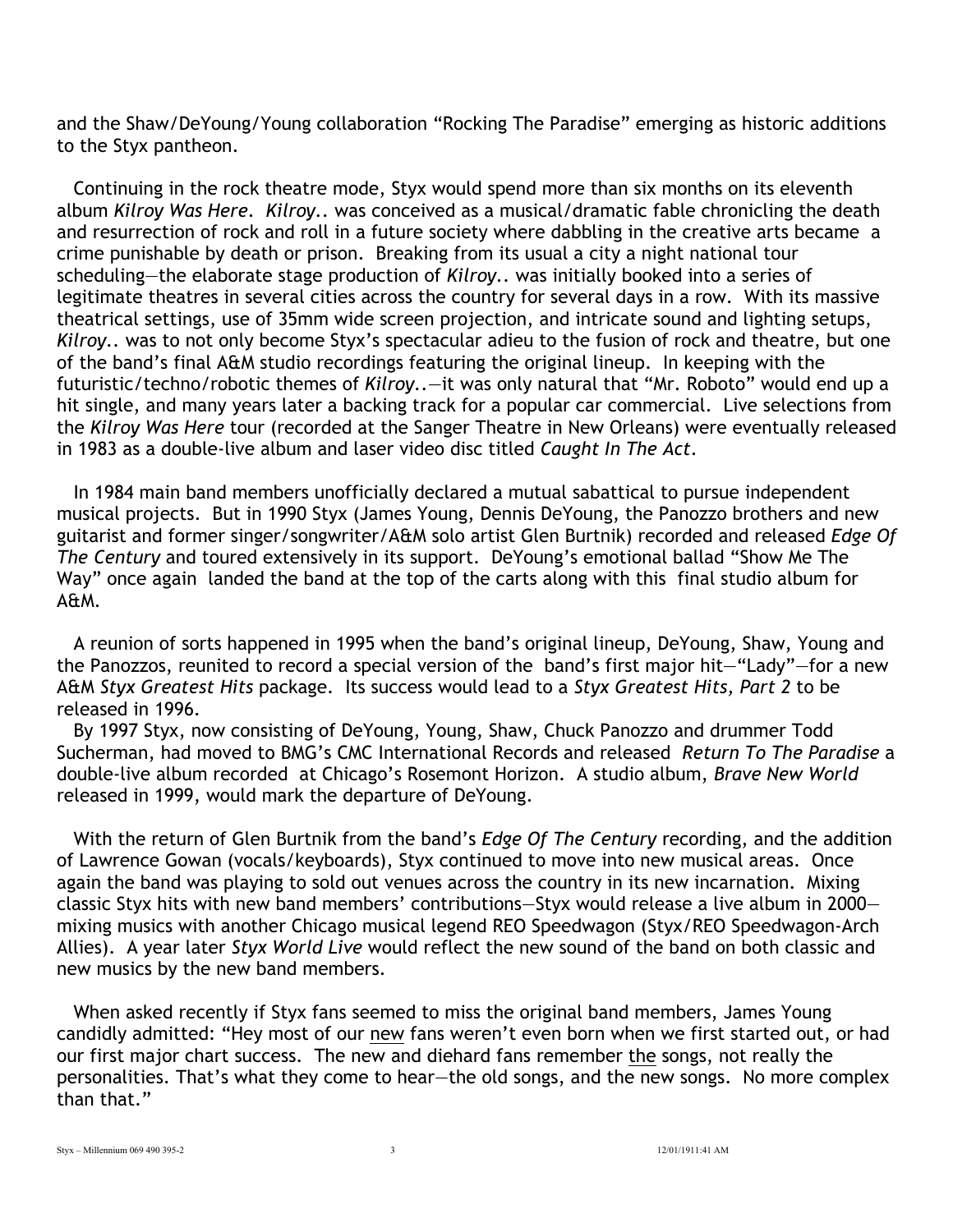and the Shaw/DeYoung/Young collaboration "Rocking The Paradise" emerging as historic additions to the Styx pantheon.

Continuing in the rock theatre mode, Styx would spend more than six months on its eleventh album *Kilroy Was Here*. *Kilroy..* was conceived as a musical/dramatic fable chronicling the death and resurrection of rock and roll in a future society where dabbling in the creative arts became a crime punishable by death or prison. Breaking from its usual a city a night national tour scheduling—the elaborate stage production of *Kilroy..* was initially booked into a series of legitimate theatres in several cities across the country for several days in a row. With its massive theatrical settings, use of 35mm wide screen projection, and intricate sound and lighting setups, *Kilroy..* was to not only become Styx's spectacular adieu to the fusion of rock and theatre, but one of the band's final A&M studio recordings featuring the original lineup. In keeping with the futuristic/techno/robotic themes of *Kilroy..*—it was only natural that "Mr. Roboto" would end up a hit single, and many years later a backing track for a popular car commercial. Live selections from the *Kilroy Was Here* tour (recorded at the Sanger Theatre in New Orleans) were eventually released in 1983 as a double-live album and laser video disc titled *Caught In The Act*.

In 1984 main band members unofficially declared a mutual sabattical to pursue independent musical projects. But in 1990 Styx (James Young, Dennis DeYoung, the Panozzo brothers and new guitarist and former singer/songwriter/A&M solo artist Glen Burtnik) recorded and released *Edge Of The Century* and toured extensively in its support. DeYoung's emotional ballad "Show Me The Way" once again landed the band at the top of the carts along with this final studio album for A&M.

A reunion of sorts happened in 1995 when the band's original lineup, DeYoung, Shaw, Young and the Panozzos, reunited to record a special version of the band's first major hit—"Lady"—for a new A&M *Styx Greatest Hits* package. Its success would lead to a *Styx Greatest Hits, Part 2* to be released in 1996.

By 1997 Styx, now consisting of DeYoung, Young, Shaw, Chuck Panozzo and drummer Todd Sucherman, had moved to BMG's CMC International Records and released *Return To The Paradise* a double-live album recorded at Chicago's Rosemont Horizon. A studio album, *Brave New World* released in 1999, would mark the departure of DeYoung.

With the return of Glen Burtnik from the band's *Edge Of The Century* recording, and the addition of Lawrence Gowan (vocals/keyboards), Styx continued to move into new musical areas. Once again the band was playing to sold out venues across the country in its new incarnation. Mixing classic Styx hits with new band members' contributions—Styx would release a live album in 2000—mixing musics with another Chicago musical legend REO Speedwagon (Styx/REO Speedwagon-Arch Allies). A year later *Styx World Live* would reflect the new sound of the band on both classic and new musics by the new band members.

When asked recently if Styx fans seemed to miss the original band members, James Young candidly admitted: "Hey most of our <u>new</u> fans weren't even born when we first started out, or had our first major chart success. The new and diehard fans remember <u>the</u> songs, not really the personalities. That's what they come to hear—the old songs, and the new songs. No more complex than that."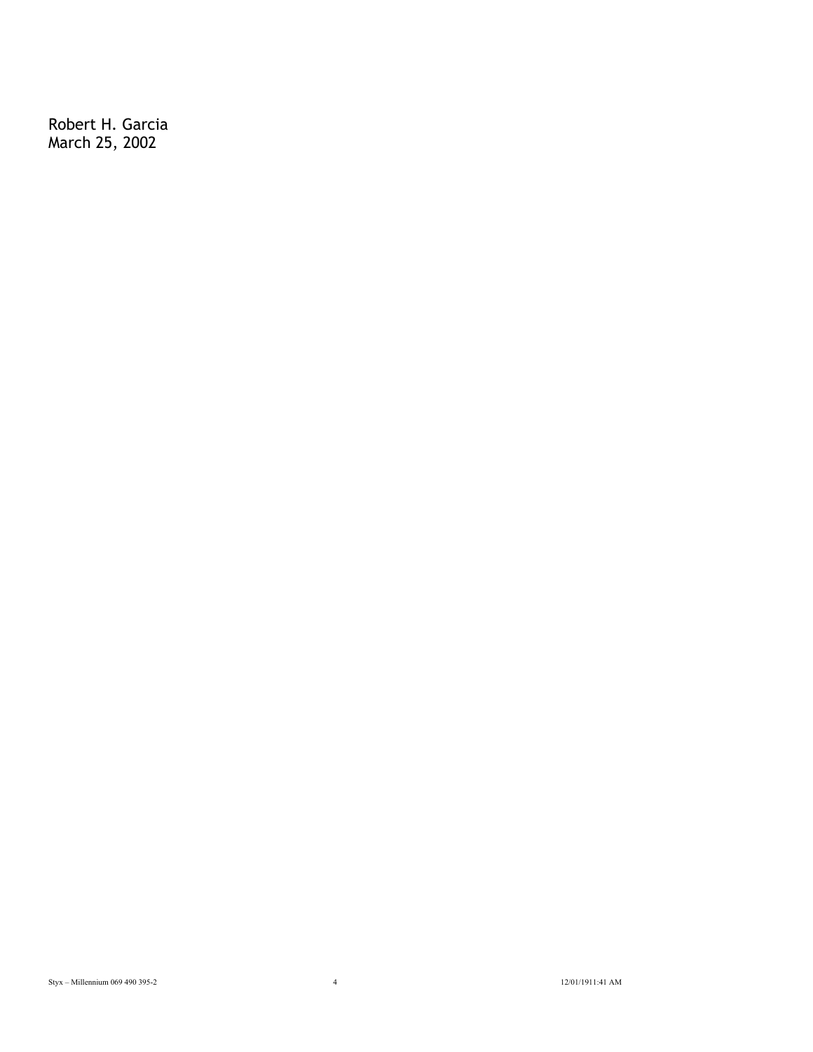Robert H. Garcia
March 25, 2002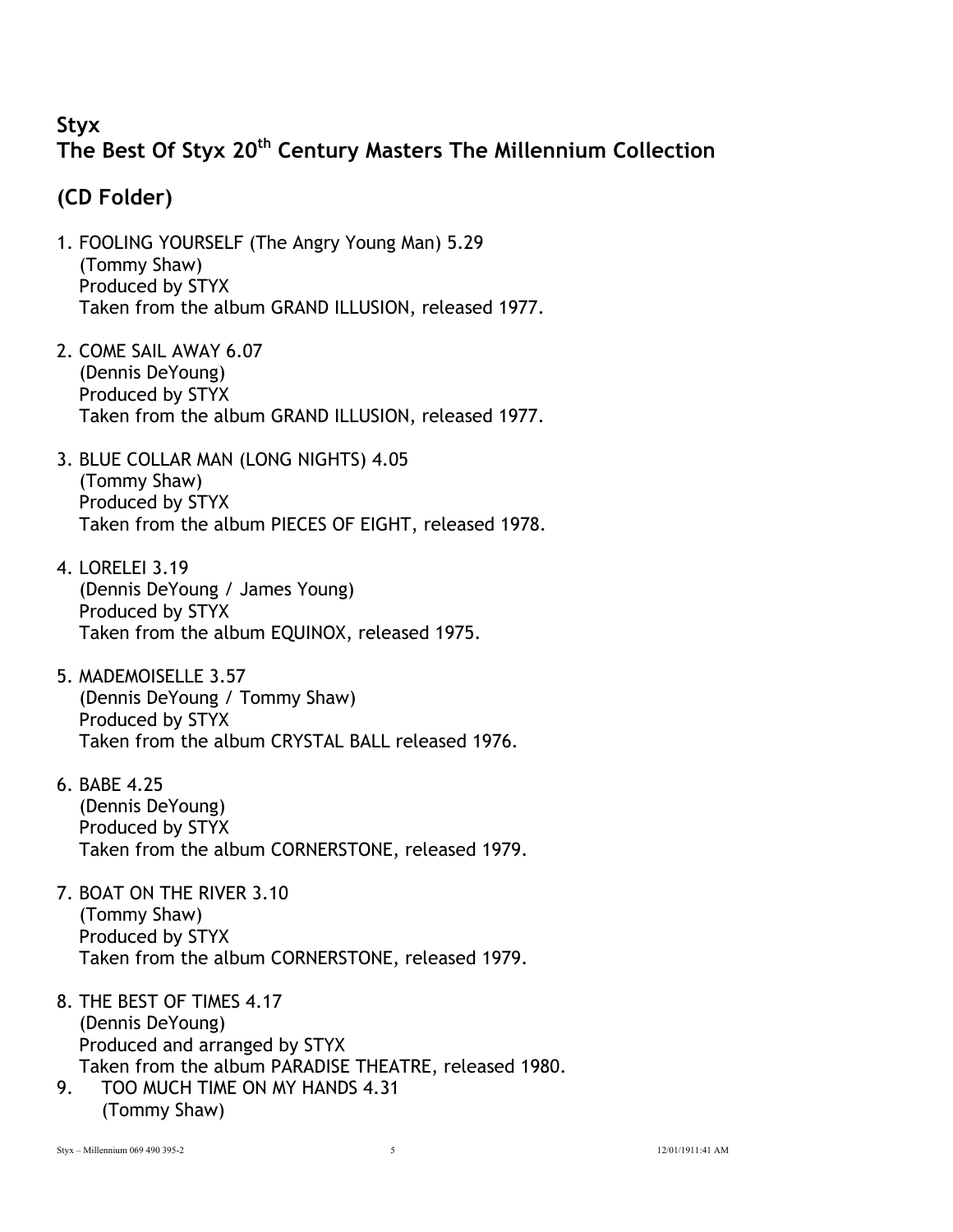**Styx**
**The Best Of Styx 20th Century Masters The Millennium Collection**

## (CD Folder)

1. FOOLING YOURSELF (The Angry Young Man) 5.29
   (Tommy Shaw)
   Produced by STYX
   Taken from the album GRAND ILLUSION, released 1977.

2. COME SAIL AWAY 6.07
   (Dennis DeYoung)
   Produced by STYX
   Taken from the album GRAND ILLUSION, released 1977.

3. BLUE COLLAR MAN (LONG NIGHTS) 4.05
   (Tommy Shaw)
   Produced by STYX
   Taken from the album PIECES OF EIGHT, released 1978.

4. LORELEI 3.19
   (Dennis DeYoung / James Young)
   Produced by STYX
   Taken from the album EQUINOX, released 1975.

5. MADEMOISELLE 3.57
   (Dennis DeYoung / Tommy Shaw)
   Produced by STYX
   Taken from the album CRYSTAL BALL released 1976.

6. BABE 4.25
   (Dennis DeYoung)
   Produced by STYX
   Taken from the album CORNERSTONE, released 1979.

7. BOAT ON THE RIVER 3.10
   (Tommy Shaw)
   Produced by STYX
   Taken from the album CORNERSTONE, released 1979.

8. THE BEST OF TIMES 4.17
   (Dennis DeYoung)
   Produced and arranged by STYX
   Taken from the album PARADISE THEATRE, released 1980.

9. TOO MUCH TIME ON MY HANDS 4.31
   (Tommy Shaw)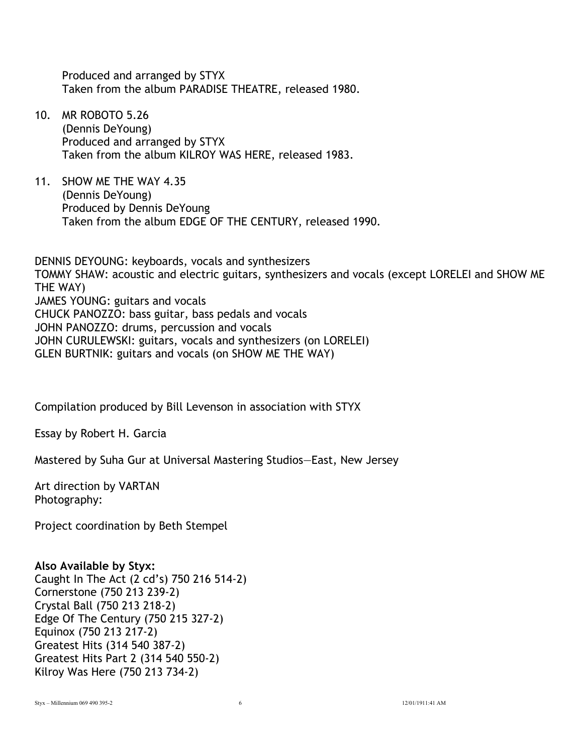Produced and arranged by STYX
Taken from the album PARADISE THEATRE, released 1980.

10. MR ROBOTO 5.26
    (Dennis DeYoung)
    Produced and arranged by STYX
    Taken from the album KILROY WAS HERE, released 1983.

11. SHOW ME THE WAY 4.35
    (Dennis DeYoung)
    Produced by Dennis DeYoung
    Taken from the album EDGE OF THE CENTURY, released 1990.

DENNIS DEYOUNG: keyboards, vocals and synthesizers
TOMMY SHAW: acoustic and electric guitars, synthesizers and vocals (except LORELEI and SHOW ME THE WAY)
JAMES YOUNG: guitars and vocals
CHUCK PANOZZO: bass guitar, bass pedals and vocals
JOHN PANOZZO: drums, percussion and vocals
JOHN CURULEWSKI: guitars, vocals and synthesizers (on LORELEI)
GLEN BURTNIK: guitars and vocals (on SHOW ME THE WAY)

Compilation produced by Bill Levenson in association with STYX

Essay by Robert H. Garcia

Mastered by Suha Gur at Universal Mastering Studios—East, New Jersey

Art direction by VARTAN
Photography:

Project coordination by Beth Stempel

**Also Available by Styx:**
Caught In The Act (2 cd's) 750 216 514-2)
Cornerstone (750 213 239-2)
Crystal Ball (750 213 218-2)
Edge Of The Century (750 215 327-2)
Equinox (750 213 217-2)
Greatest Hits (314 540 387-2)
Greatest Hits Part 2 (314 540 550-2)
Kilroy Was Here (750 213 734-2)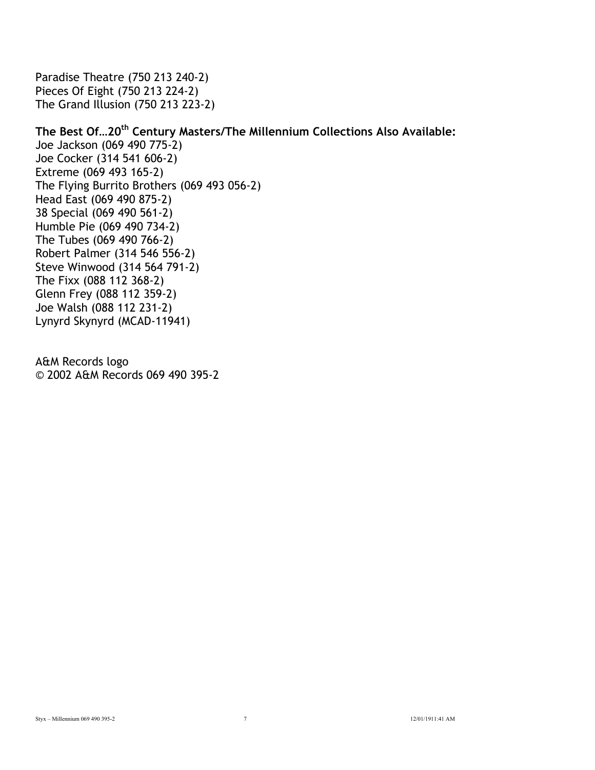Paradise Theatre (750 213 240-2)
Pieces Of Eight (750 213 224-2)
The Grand Illusion (750 213 223-2)

**The Best Of…20th Century Masters/The Millennium Collections Also Available:**
Joe Jackson (069 490 775-2)
Joe Cocker (314 541 606-2)
Extreme (069 493 165-2)
The Flying Burrito Brothers (069 493 056-2)
Head East (069 490 875-2)
38 Special (069 490 561-2)
Humble Pie (069 490 734-2)
The Tubes (069 490 766-2)
Robert Palmer (314 546 556-2)
Steve Winwood (314 564 791-2)
The Fixx (088 112 368-2)
Glenn Frey (088 112 359-2)
Joe Walsh (088 112 231-2)
Lynyrd Skynyrd (MCAD-11941)

A&M Records logo
© 2002 A&M Records 069 490 395-2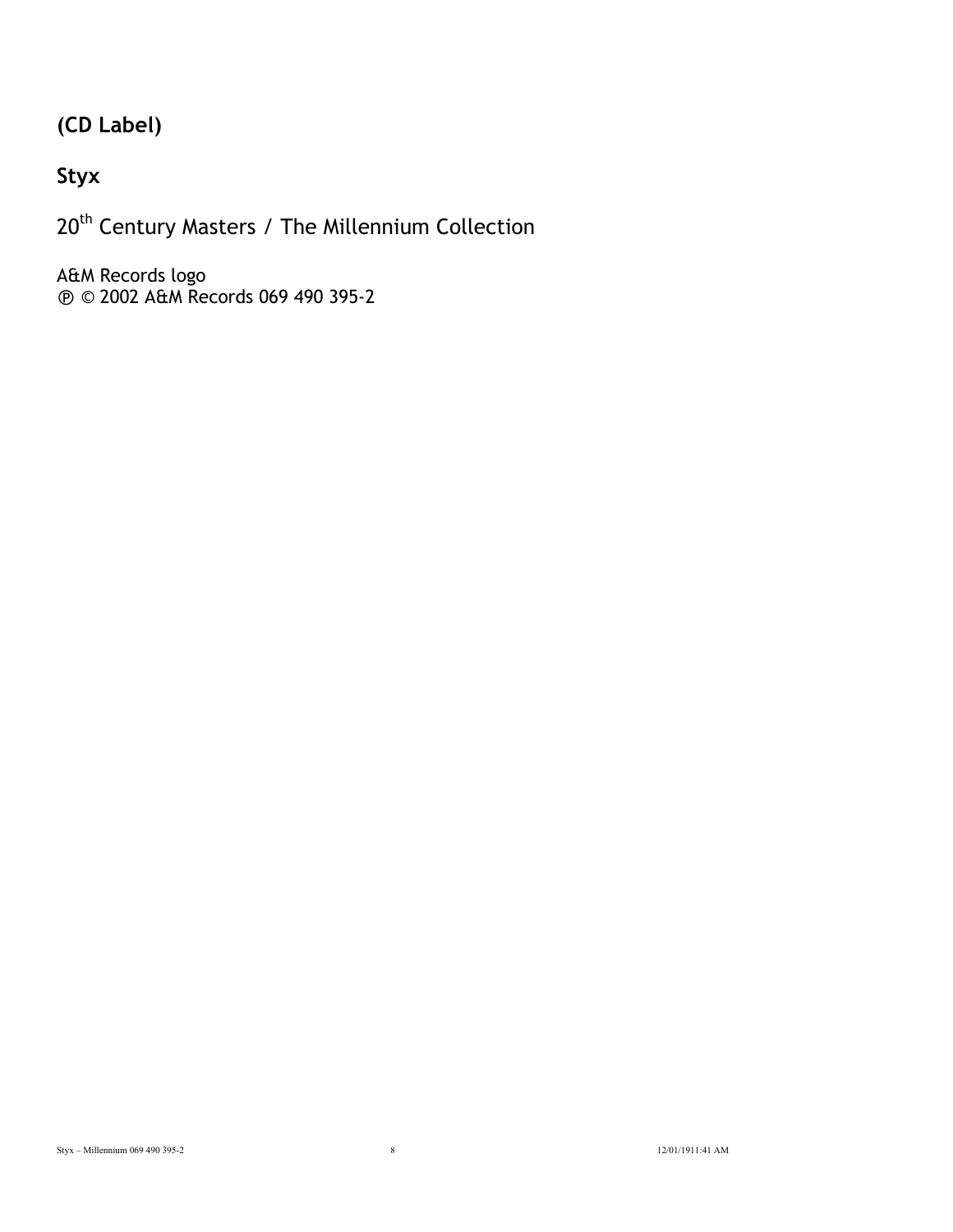**(CD Label)**

**Styx**

20th Century Masters / The Millennium Collection

A&M Records logo
℗ © 2002 A&M Records 069 490 395-2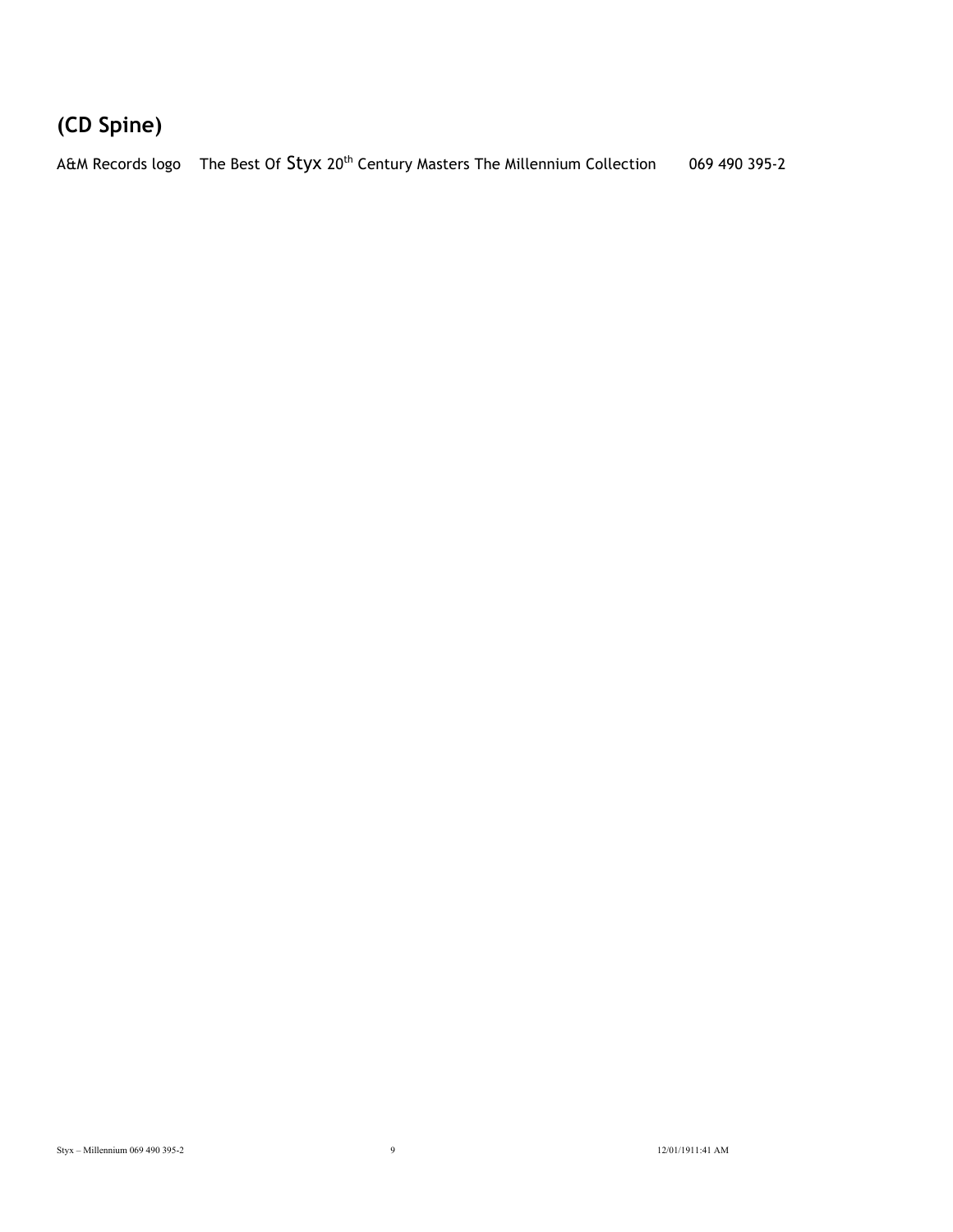## (CD Spine)

A&M Records logo The Best Of Styx 20th Century Masters The Millennium Collection 069 490 395-2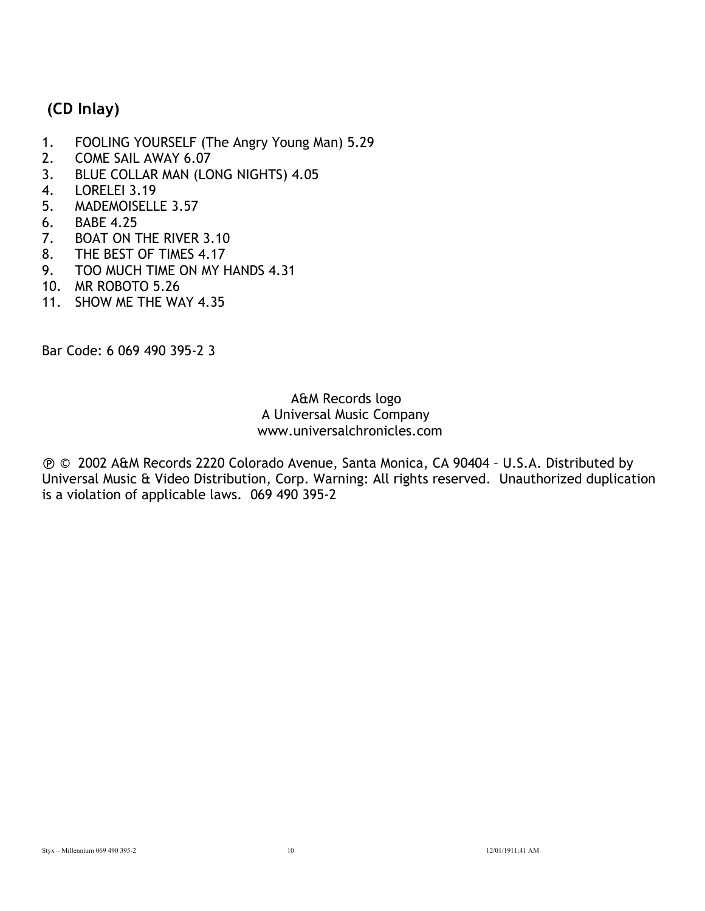## (CD Inlay)

1. FOOLING YOURSELF (The Angry Young Man) 5.29
2. COME SAIL AWAY 6.07
3. BLUE COLLAR MAN (LONG NIGHTS) 4.05
4. LORELEI 3.19
5. MADEMOISELLE 3.57
6. BABE 4.25
7. BOAT ON THE RIVER 3.10
8. THE BEST OF TIMES 4.17
9. TOO MUCH TIME ON MY HANDS 4.31
10. MR ROBOTO 5.26
11. SHOW ME THE WAY 4.35

Bar Code: 6 069 490 395-2 3

A&M Records logo
A Universal Music Company
www.universalchronicles.com

℗ © 2002 A&M Records 2220 Colorado Avenue, Santa Monica, CA 90404 – U.S.A. Distributed by Universal Music & Video Distribution, Corp. Warning: All rights reserved. Unauthorized duplication is a violation of applicable laws. 069 490 395-2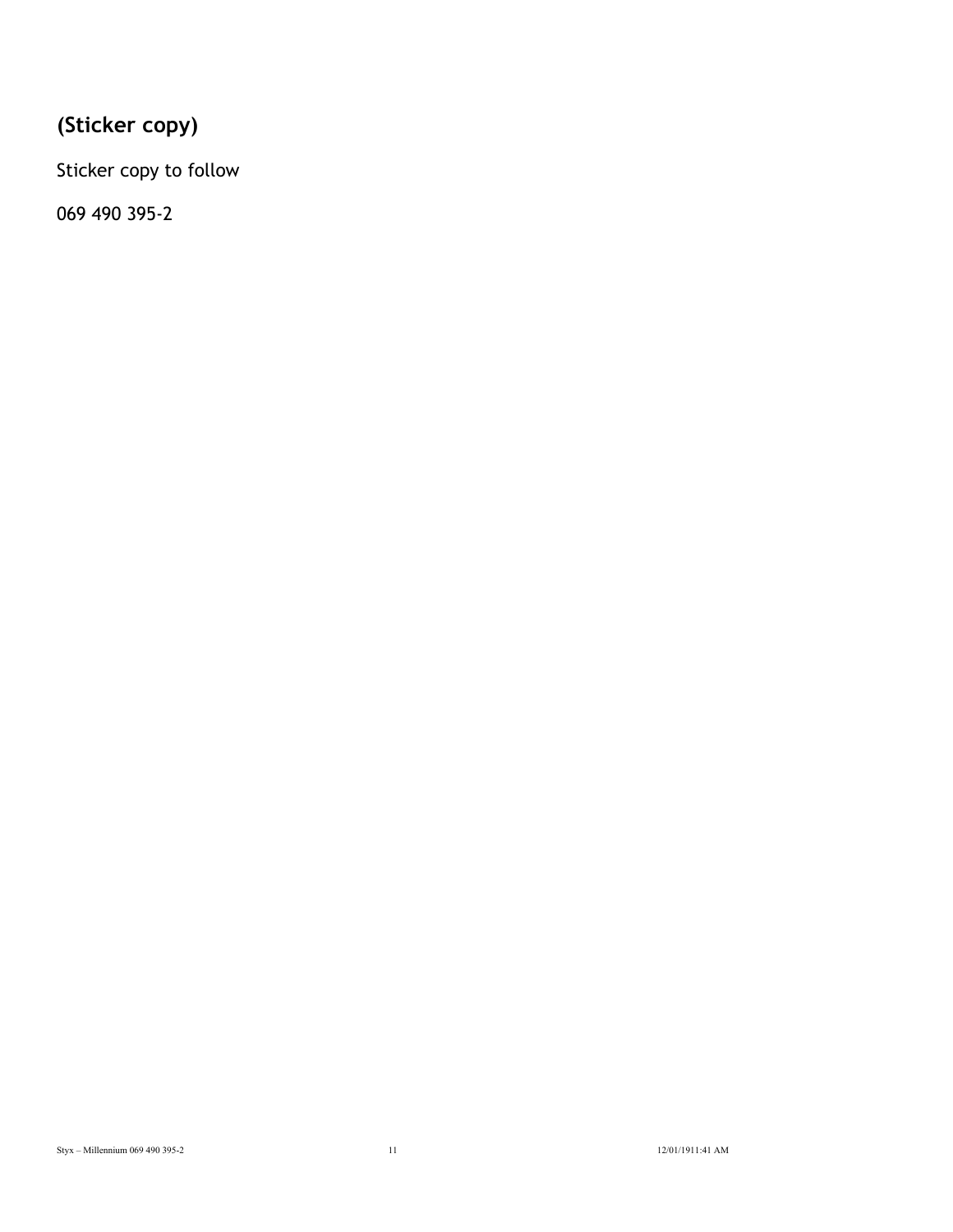## (Sticker copy)

Sticker copy to follow

069 490 395-2